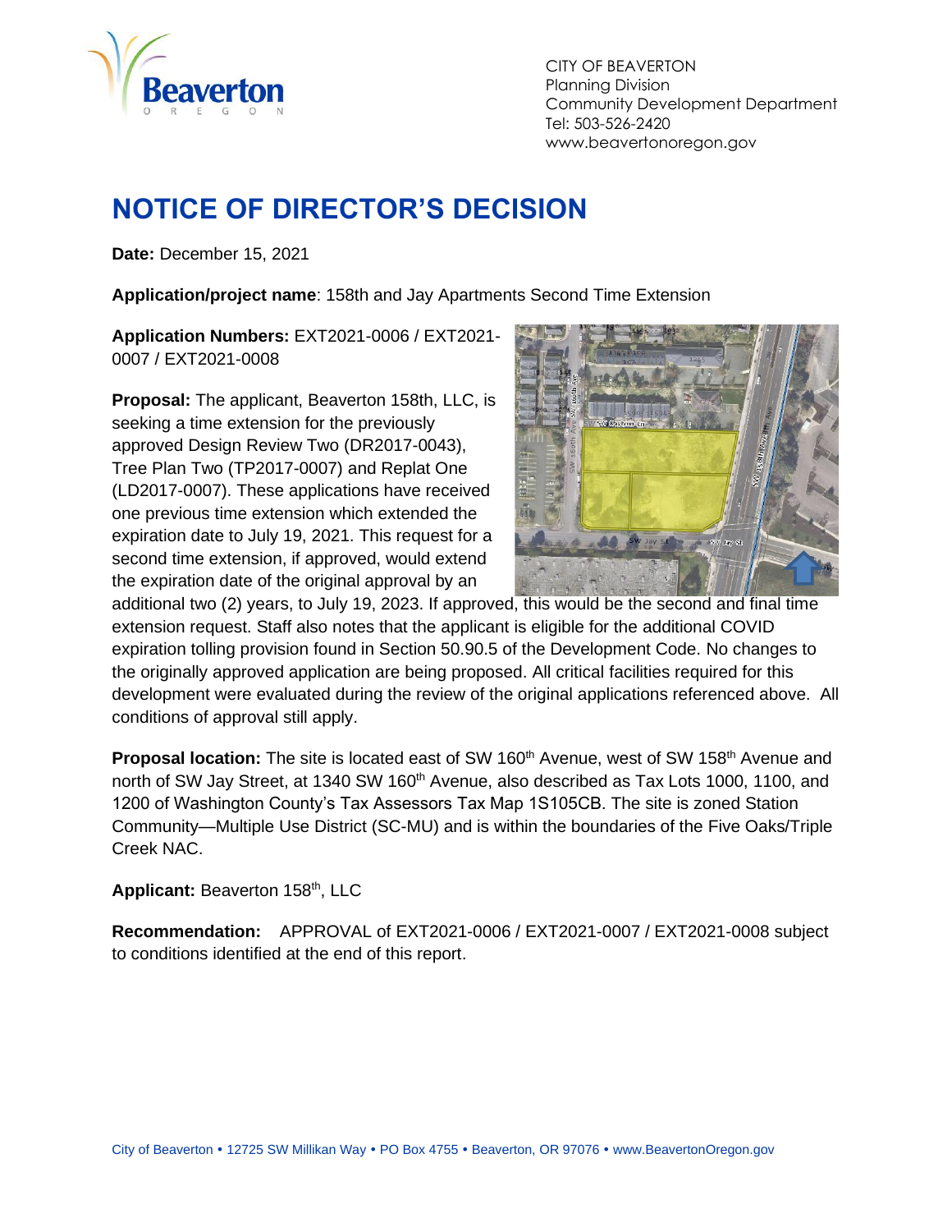CITY OF BEAVERTON
Planning Division
Community Development Department
Tel: 503-526-2420
www.beavertonoregon.gov

# NOTICE OF DIRECTOR'S DECISION

**Date:** December 15, 2021

**Application/project name**: 158th and Jay Apartments Second Time Extension

**Application Numbers:** EXT2021-0006 / EXT2021-0007 / EXT2021-0008

**Proposal:** The applicant, Beaverton 158th, LLC, is seeking a time extension for the previously approved Design Review Two (DR2017-0043), Tree Plan Two (TP2017-0007) and Replat One (LD2017-0007). These applications have received one previous time extension which extended the expiration date to July 19, 2021. This request for a second time extension, if approved, would extend the expiration date of the original approval by an additional two (2) years, to July 19, 2023. If approved, this would be the second and final time extension request. Staff also notes that the applicant is eligible for the additional COVID expiration tolling provision found in Section 50.90.5 of the Development Code. No changes to the originally approved application are being proposed. All critical facilities required for this development were evaluated during the review of the original applications referenced above. All conditions of approval still apply.

**Proposal location:** The site is located east of SW 160th Avenue, west of SW 158th Avenue and north of SW Jay Street, at 1340 SW 160th Avenue, also described as Tax Lots 1000, 1100, and 1200 of Washington County's Tax Assessors Tax Map 1S105CB. The site is zoned Station Community—Multiple Use District (SC-MU) and is within the boundaries of the Five Oaks/Triple Creek NAC.

**Applicant:** Beaverton 158th, LLC

**Recommendation:** APPROVAL of EXT2021-0006 / EXT2021-0007 / EXT2021-0008 subject to conditions identified at the end of this report.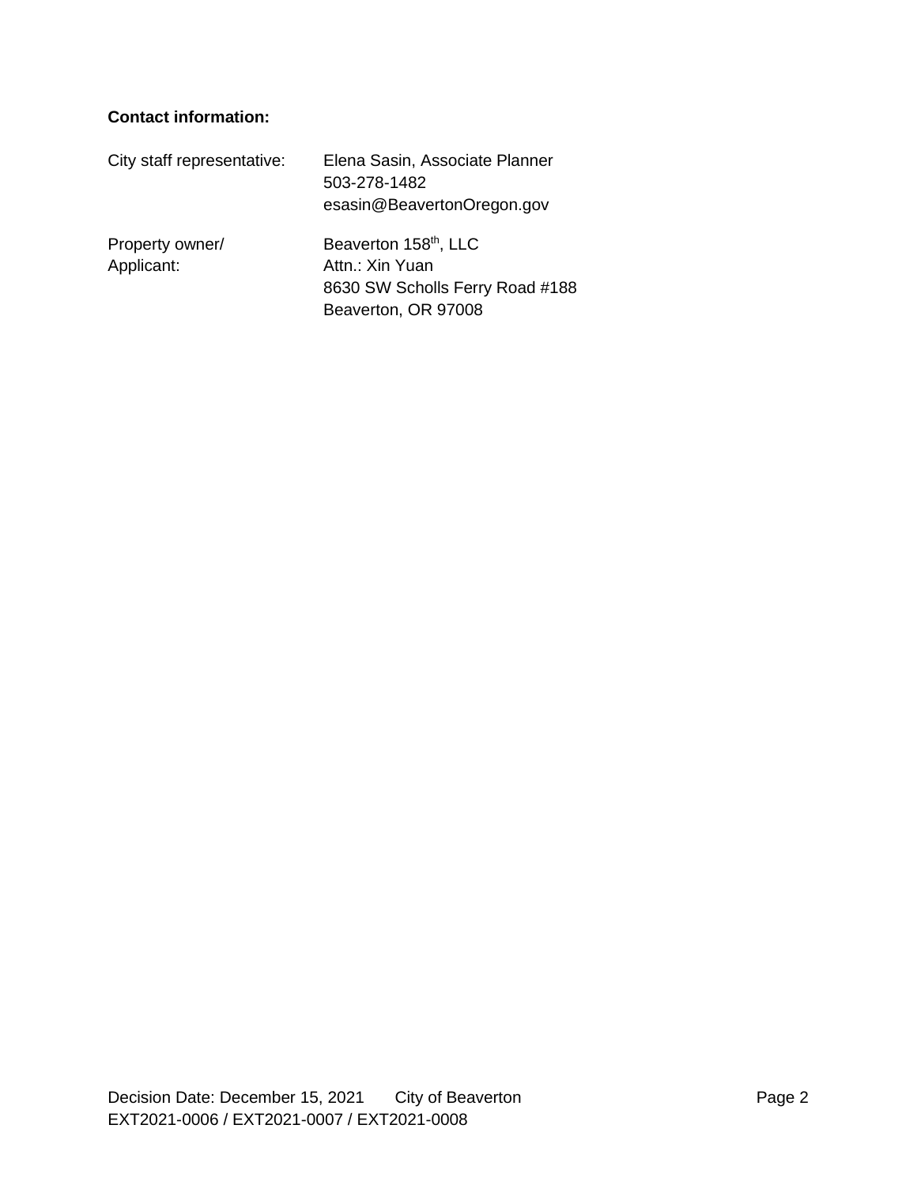**Contact information:**

| | |
|---|---|
| City staff representative: | Elena Sasin, Associate Planner<br>503-278-1482<br>esasin@BeavertonOregon.gov |
| Property owner/<br>Applicant: | Beaverton 158$^{th}$, LLC<br>Attn.: Xin Yuan<br>8630 SW Scholls Ferry Road #188<br>Beaverton, OR 97008 |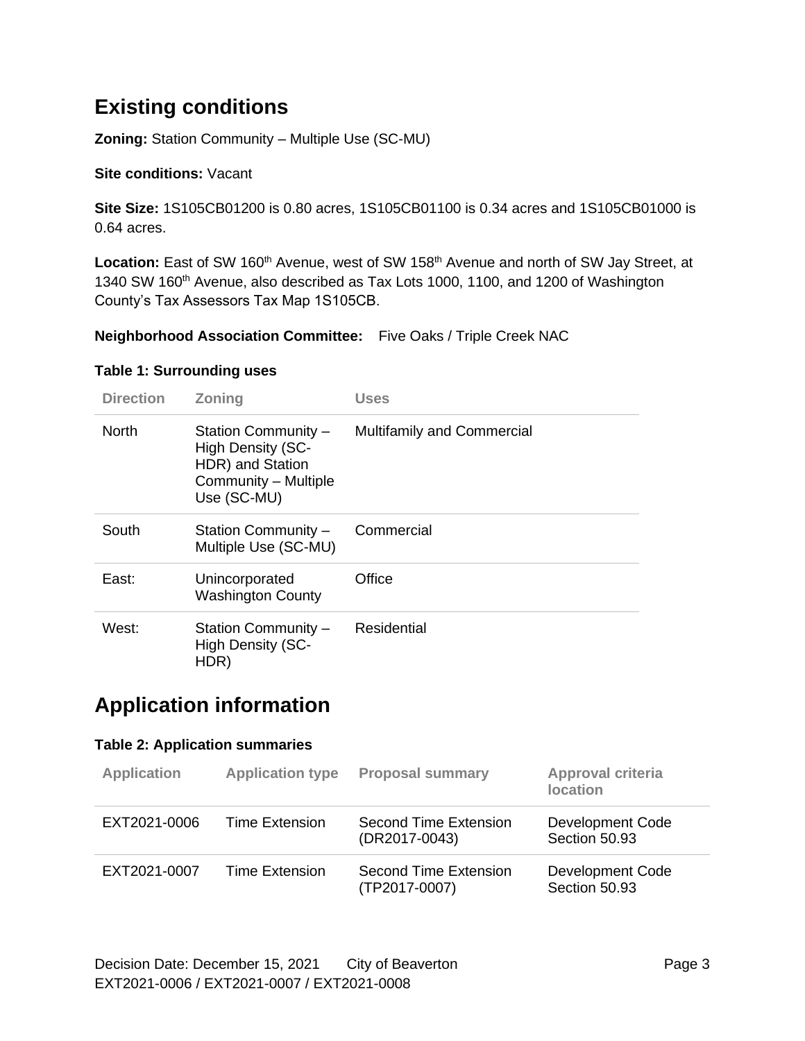## Existing conditions

**Zoning:** Station Community – Multiple Use (SC-MU)

**Site conditions:** Vacant

**Site Size:** 1S105CB01200 is 0.80 acres, 1S105CB01100 is 0.34 acres and 1S105CB01000 is 0.64 acres.

**Location:** East of SW 160th Avenue, west of SW 158th Avenue and north of SW Jay Street, at 1340 SW 160th Avenue, also described as Tax Lots 1000, 1100, and 1200 of Washington County's Tax Assessors Tax Map 1S105CB.

**Neighborhood Association Committee:** Five Oaks / Triple Creek NAC

**Table 1: Surrounding uses**

| Direction | Zoning | Uses |
|---|---|---|
| North | Station Community – High Density (SC-HDR) and Station Community – Multiple Use (SC-MU) | Multifamily and Commercial |
| South | Station Community – Multiple Use (SC-MU) | Commercial |
| East: | Unincorporated Washington County | Office |
| West: | Station Community – High Density (SC-HDR) | Residential |

## Application information

**Table 2: Application summaries**

| Application | Application type | Proposal summary | Approval criteria location |
|---|---|---|---|
| EXT2021-0006 | Time Extension | Second Time Extension (DR2017-0043) | Development Code Section 50.93 |
| EXT2021-0007 | Time Extension | Second Time Extension (TP2017-0007) | Development Code Section 50.93 |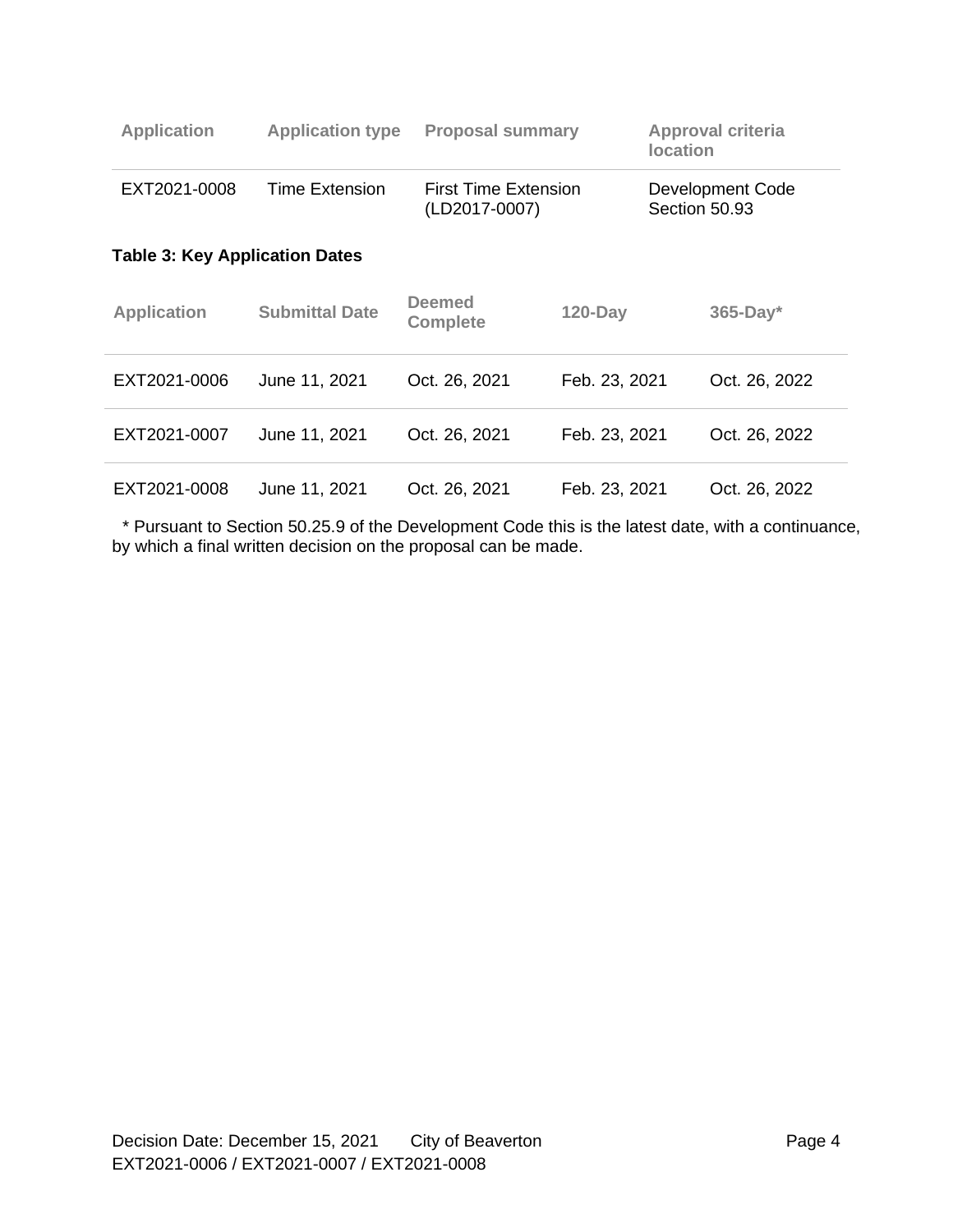| Application | Application type | Proposal summary | Approval criteria location |
|---|---|---|---|
| EXT2021-0008 | Time Extension | First Time Extension (LD2017-0007) | Development Code Section 50.93 |

**Table 3: Key Application Dates**

| Application | Submittal Date | Deemed Complete | 120-Day | 365-Day* |
|---|---|---|---|---|
| EXT2021-0006 | June 11, 2021 | Oct. 26, 2021 | Feb. 23, 2021 | Oct. 26, 2022 |
| EXT2021-0007 | June 11, 2021 | Oct. 26, 2021 | Feb. 23, 2021 | Oct. 26, 2022 |
| EXT2021-0008 | June 11, 2021 | Oct. 26, 2021 | Feb. 23, 2021 | Oct. 26, 2022 |

* Pursuant to Section 50.25.9 of the Development Code this is the latest date, with a continuance, by which a final written decision on the proposal can be made.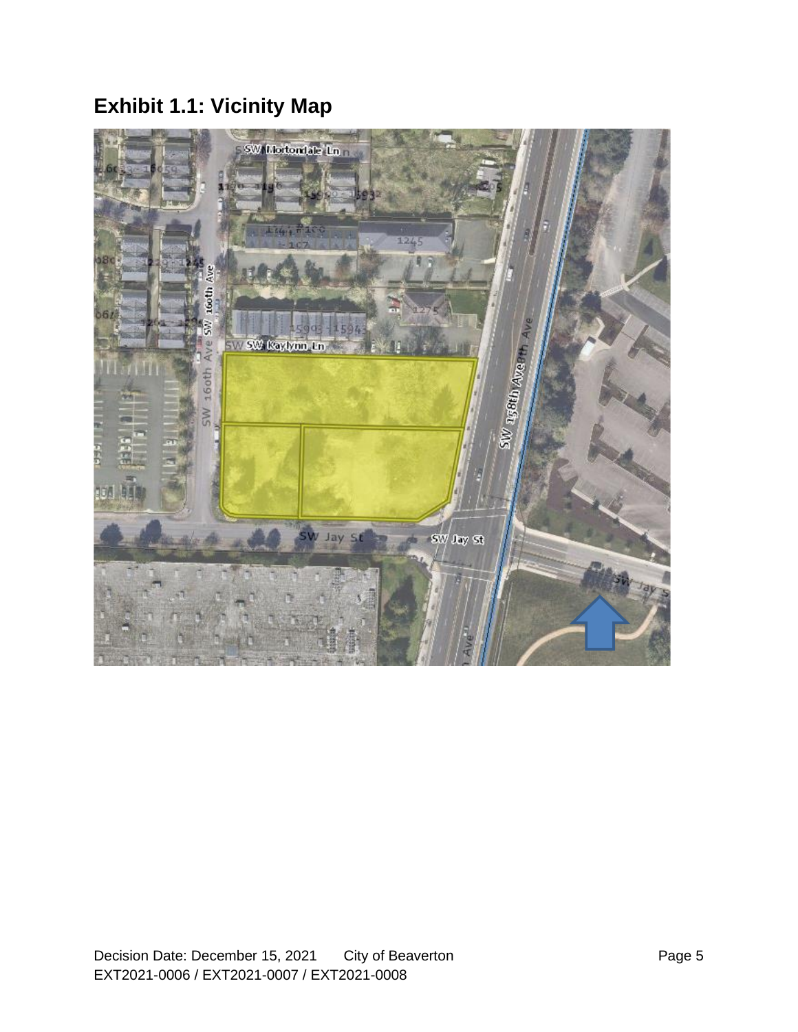# Exhibit 1.1: Vicinity Map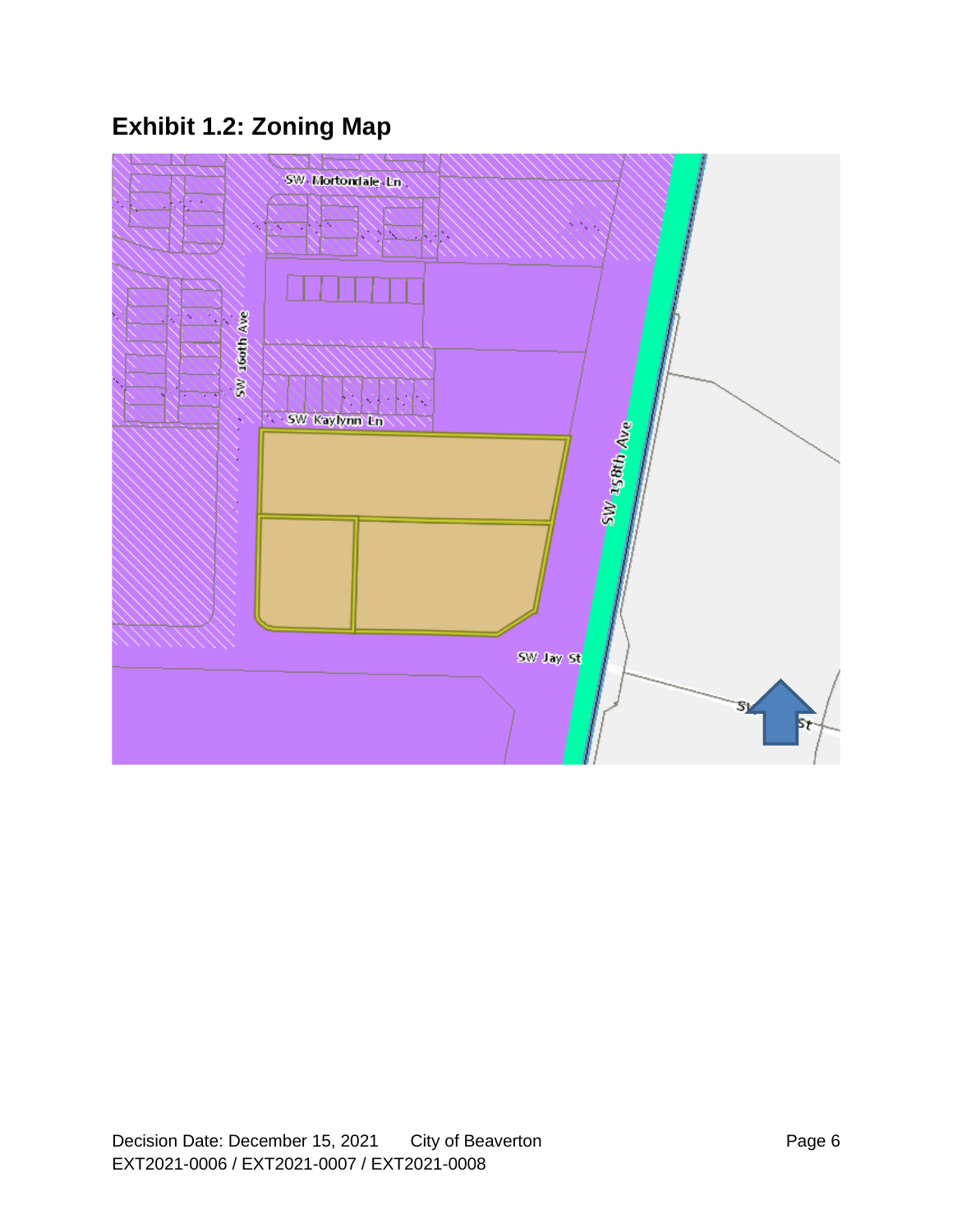## Exhibit 1.2: Zoning Map

SW Mortondale Ln

SW 160th Ave

SW Kaylynn Ln

SW 158th Ave

SW Jay St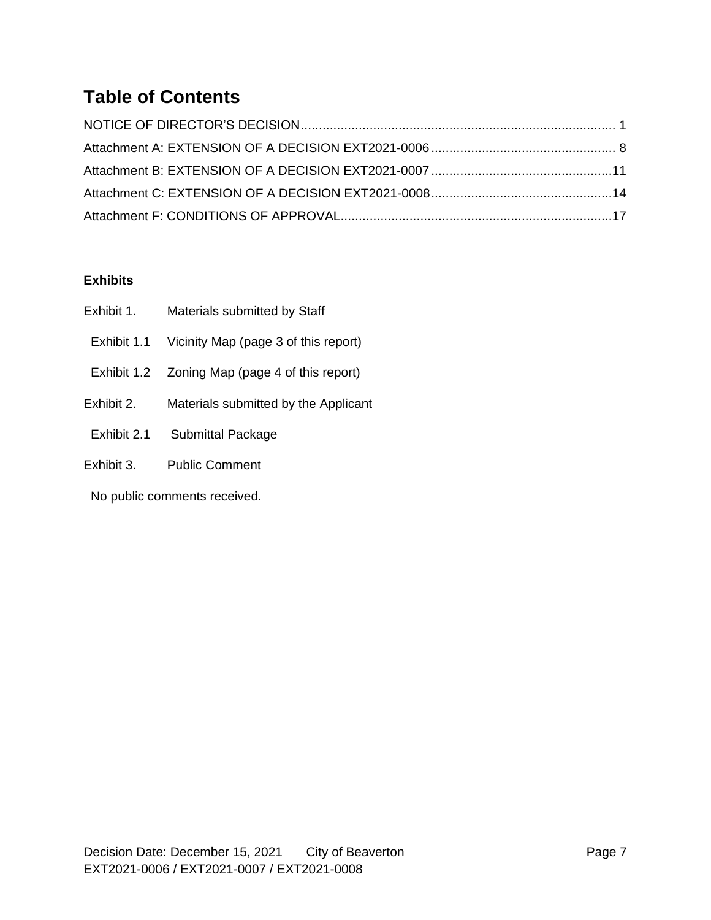# Table of Contents

NOTICE OF DIRECTOR'S DECISION....................................................................................... 1

Attachment A: EXTENSION OF A DECISION EXT2021-0006.................................................... 8

Attachment B: EXTENSION OF A DECISION EXT2021-0007..................................................11

Attachment C: EXTENSION OF A DECISION EXT2021-0008..................................................14

Attachment F: CONDITIONS OF APPROVAL...........................................................................17

**Exhibits**

Exhibit 1. Materials submitted by Staff

- Exhibit 1.1 Vicinity Map (page 3 of this report)
- Exhibit 1.2 Zoning Map (page 4 of this report)

Exhibit 2. Materials submitted by the Applicant

- Exhibit 2.1 Submittal Package

Exhibit 3. Public Comment

No public comments received.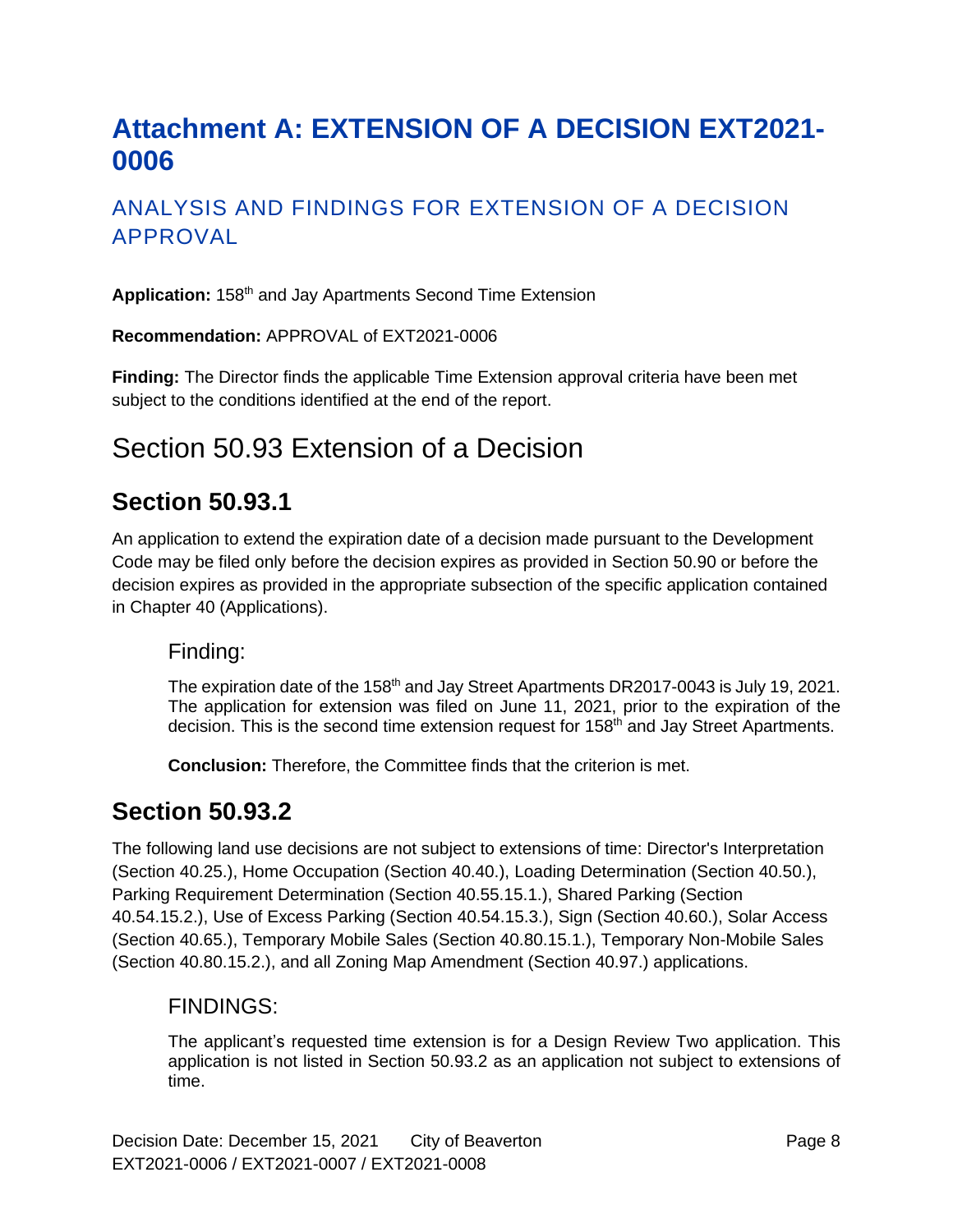# Attachment A: EXTENSION OF A DECISION EXT2021-0006

## ANALYSIS AND FINDINGS FOR EXTENSION OF A DECISION APPROVAL

**Application:** 158th and Jay Apartments Second Time Extension

**Recommendation:** APPROVAL of EXT2021-0006

**Finding:** The Director finds the applicable Time Extension approval criteria have been met subject to the conditions identified at the end of the report.

# Section 50.93 Extension of a Decision

## Section 50.93.1

An application to extend the expiration date of a decision made pursuant to the Development Code may be filed only before the decision expires as provided in Section 50.90 or before the decision expires as provided in the appropriate subsection of the specific application contained in Chapter 40 (Applications).

### Finding:

The expiration date of the 158th and Jay Street Apartments DR2017-0043 is July 19, 2021. The application for extension was filed on June 11, 2021, prior to the expiration of the decision. This is the second time extension request for 158th and Jay Street Apartments.

**Conclusion:** Therefore, the Committee finds that the criterion is met.

## Section 50.93.2

The following land use decisions are not subject to extensions of time: Director's Interpretation (Section 40.25.), Home Occupation (Section 40.40.), Loading Determination (Section 40.50.), Parking Requirement Determination (Section 40.55.15.1.), Shared Parking (Section 40.54.15.2.), Use of Excess Parking (Section 40.54.15.3.), Sign (Section 40.60.), Solar Access (Section 40.65.), Temporary Mobile Sales (Section 40.80.15.1.), Temporary Non-Mobile Sales (Section 40.80.15.2.), and all Zoning Map Amendment (Section 40.97.) applications.

### FINDINGS:

The applicant's requested time extension is for a Design Review Two application. This application is not listed in Section 50.93.2 as an application not subject to extensions of time.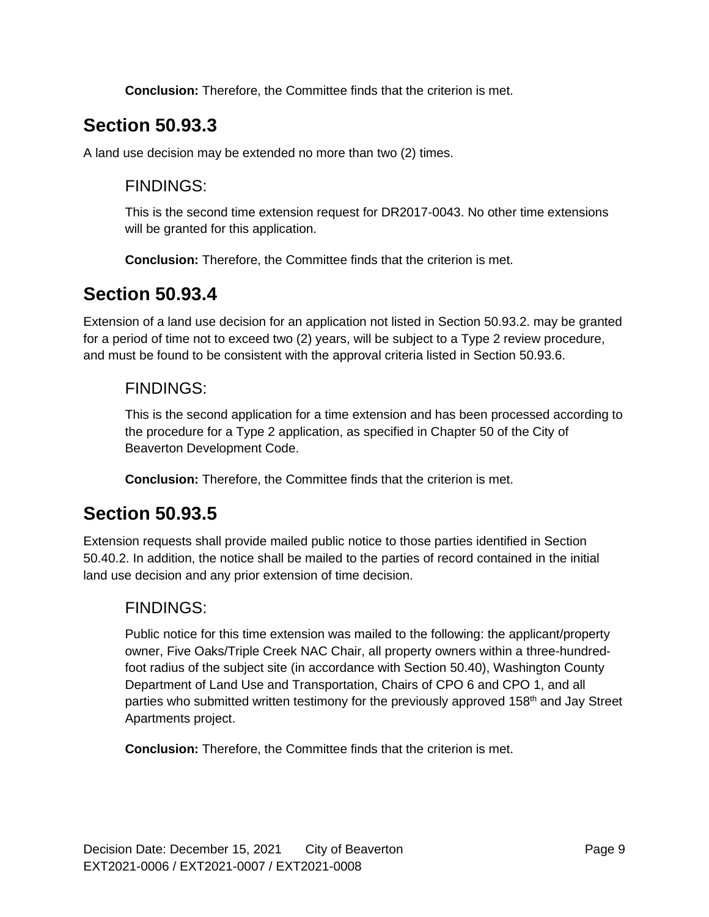**Conclusion:** Therefore, the Committee finds that the criterion is met.

## Section 50.93.3

A land use decision may be extended no more than two (2) times.

### FINDINGS:

This is the second time extension request for DR2017-0043. No other time extensions will be granted for this application.

**Conclusion:** Therefore, the Committee finds that the criterion is met.

## Section 50.93.4

Extension of a land use decision for an application not listed in Section 50.93.2. may be granted for a period of time not to exceed two (2) years, will be subject to a Type 2 review procedure, and must be found to be consistent with the approval criteria listed in Section 50.93.6.

### FINDINGS:

This is the second application for a time extension and has been processed according to the procedure for a Type 2 application, as specified in Chapter 50 of the City of Beaverton Development Code.

**Conclusion:** Therefore, the Committee finds that the criterion is met.

## Section 50.93.5

Extension requests shall provide mailed public notice to those parties identified in Section 50.40.2. In addition, the notice shall be mailed to the parties of record contained in the initial land use decision and any prior extension of time decision.

### FINDINGS:

Public notice for this time extension was mailed to the following: the applicant/property owner, Five Oaks/Triple Creek NAC Chair, all property owners within a three-hundred-foot radius of the subject site (in accordance with Section 50.40), Washington County Department of Land Use and Transportation, Chairs of CPO 6 and CPO 1, and all parties who submitted written testimony for the previously approved 158th and Jay Street Apartments project.

**Conclusion:** Therefore, the Committee finds that the criterion is met.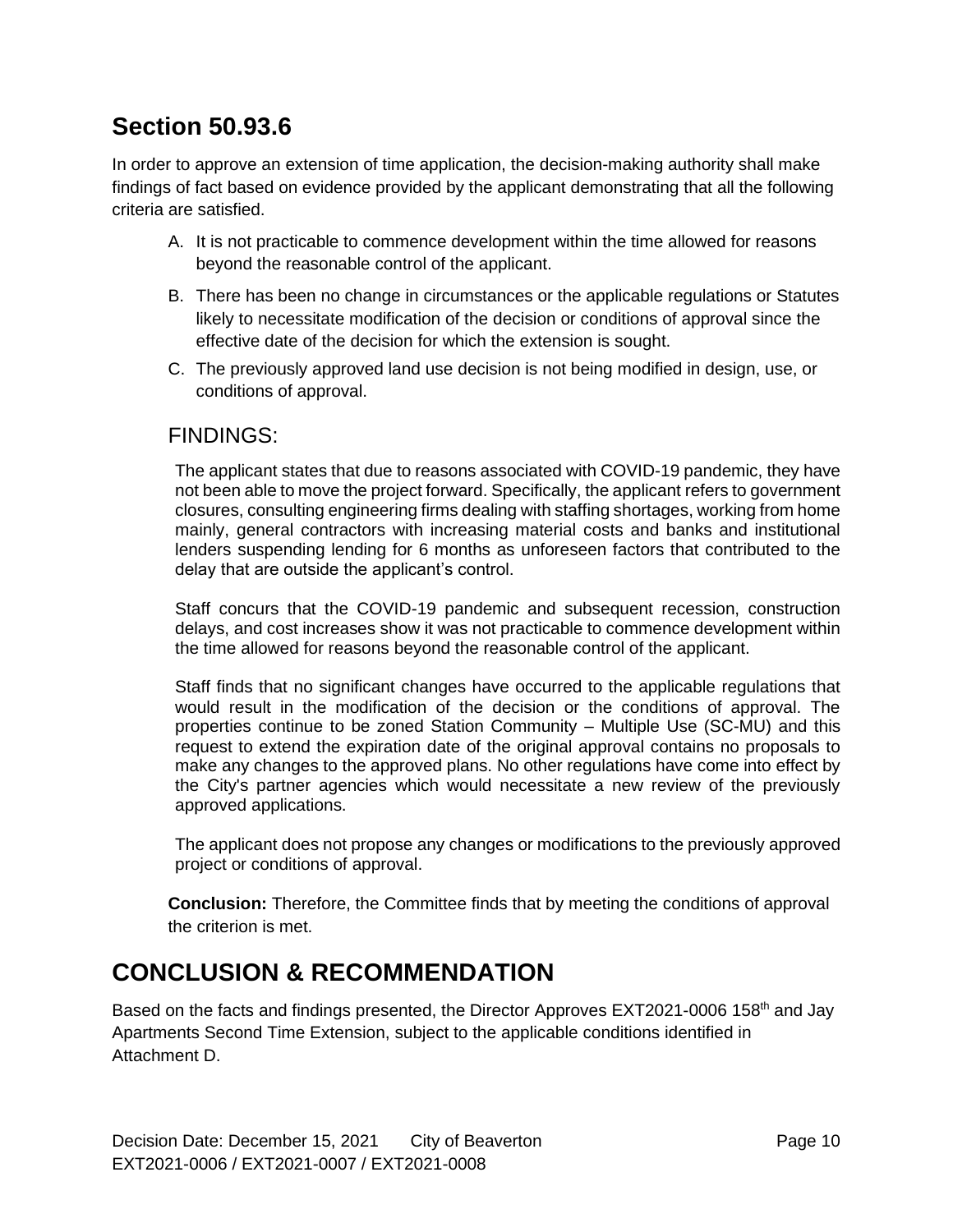## Section 50.93.6

In order to approve an extension of time application, the decision-making authority shall make findings of fact based on evidence provided by the applicant demonstrating that all the following criteria are satisfied.

A. It is not practicable to commence development within the time allowed for reasons beyond the reasonable control of the applicant.

B. There has been no change in circumstances or the applicable regulations or Statutes likely to necessitate modification of the decision or conditions of approval since the effective date of the decision for which the extension is sought.

C. The previously approved land use decision is not being modified in design, use, or conditions of approval.

### FINDINGS:

The applicant states that due to reasons associated with COVID-19 pandemic, they have not been able to move the project forward. Specifically, the applicant refers to government closures, consulting engineering firms dealing with staffing shortages, working from home mainly, general contractors with increasing material costs and banks and institutional lenders suspending lending for 6 months as unforeseen factors that contributed to the delay that are outside the applicant's control.

Staff concurs that the COVID-19 pandemic and subsequent recession, construction delays, and cost increases show it was not practicable to commence development within the time allowed for reasons beyond the reasonable control of the applicant.

Staff finds that no significant changes have occurred to the applicable regulations that would result in the modification of the decision or the conditions of approval. The properties continue to be zoned Station Community – Multiple Use (SC-MU) and this request to extend the expiration date of the original approval contains no proposals to make any changes to the approved plans. No other regulations have come into effect by the City's partner agencies which would necessitate a new review of the previously approved applications.

The applicant does not propose any changes or modifications to the previously approved project or conditions of approval.

**Conclusion:** Therefore, the Committee finds that by meeting the conditions of approval the criterion is met.

## CONCLUSION & RECOMMENDATION

Based on the facts and findings presented, the Director Approves EXT2021-0006 158th and Jay Apartments Second Time Extension, subject to the applicable conditions identified in Attachment D.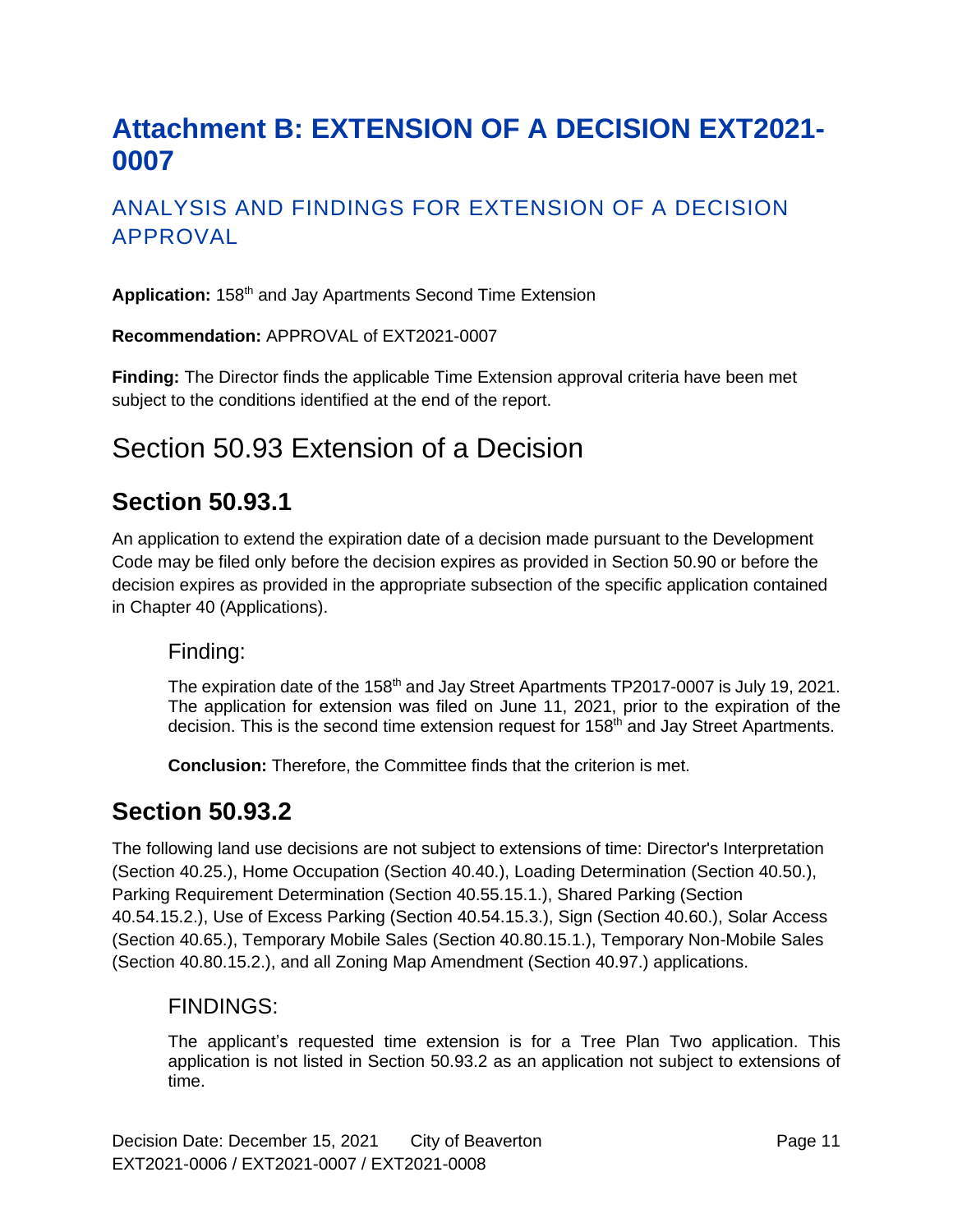# Attachment B: EXTENSION OF A DECISION EXT2021-0007

## ANALYSIS AND FINDINGS FOR EXTENSION OF A DECISION APPROVAL

**Application:** 158th and Jay Apartments Second Time Extension

**Recommendation:** APPROVAL of EXT2021-0007

**Finding:** The Director finds the applicable Time Extension approval criteria have been met subject to the conditions identified at the end of the report.

# Section 50.93 Extension of a Decision

## Section 50.93.1

An application to extend the expiration date of a decision made pursuant to the Development Code may be filed only before the decision expires as provided in Section 50.90 or before the decision expires as provided in the appropriate subsection of the specific application contained in Chapter 40 (Applications).

### Finding:

The expiration date of the 158th and Jay Street Apartments TP2017-0007 is July 19, 2021. The application for extension was filed on June 11, 2021, prior to the expiration of the decision. This is the second time extension request for 158th and Jay Street Apartments.

**Conclusion:** Therefore, the Committee finds that the criterion is met.

## Section 50.93.2

The following land use decisions are not subject to extensions of time: Director's Interpretation (Section 40.25.), Home Occupation (Section 40.40.), Loading Determination (Section 40.50.), Parking Requirement Determination (Section 40.55.15.1.), Shared Parking (Section 40.54.15.2.), Use of Excess Parking (Section 40.54.15.3.), Sign (Section 40.60.), Solar Access (Section 40.65.), Temporary Mobile Sales (Section 40.80.15.1.), Temporary Non-Mobile Sales (Section 40.80.15.2.), and all Zoning Map Amendment (Section 40.97.) applications.

### FINDINGS:

The applicant's requested time extension is for a Tree Plan Two application. This application is not listed in Section 50.93.2 as an application not subject to extensions of time.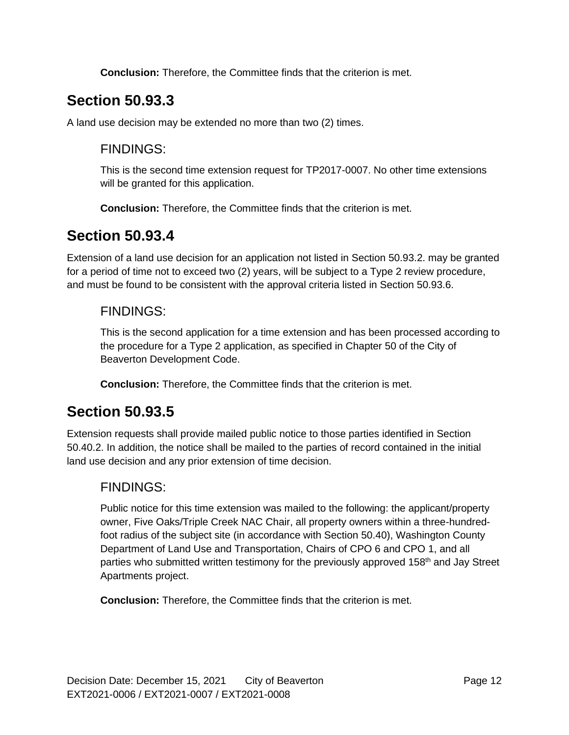**Conclusion:** Therefore, the Committee finds that the criterion is met.

## Section 50.93.3

A land use decision may be extended no more than two (2) times.

### FINDINGS:

This is the second time extension request for TP2017-0007. No other time extensions will be granted for this application.

**Conclusion:** Therefore, the Committee finds that the criterion is met.

## Section 50.93.4

Extension of a land use decision for an application not listed in Section 50.93.2. may be granted for a period of time not to exceed two (2) years, will be subject to a Type 2 review procedure, and must be found to be consistent with the approval criteria listed in Section 50.93.6.

### FINDINGS:

This is the second application for a time extension and has been processed according to the procedure for a Type 2 application, as specified in Chapter 50 of the City of Beaverton Development Code.

**Conclusion:** Therefore, the Committee finds that the criterion is met.

## Section 50.93.5

Extension requests shall provide mailed public notice to those parties identified in Section 50.40.2. In addition, the notice shall be mailed to the parties of record contained in the initial land use decision and any prior extension of time decision.

### FINDINGS:

Public notice for this time extension was mailed to the following: the applicant/property owner, Five Oaks/Triple Creek NAC Chair, all property owners within a three-hundred-foot radius of the subject site (in accordance with Section 50.40), Washington County Department of Land Use and Transportation, Chairs of CPO 6 and CPO 1, and all parties who submitted written testimony for the previously approved 158th and Jay Street Apartments project.

**Conclusion:** Therefore, the Committee finds that the criterion is met.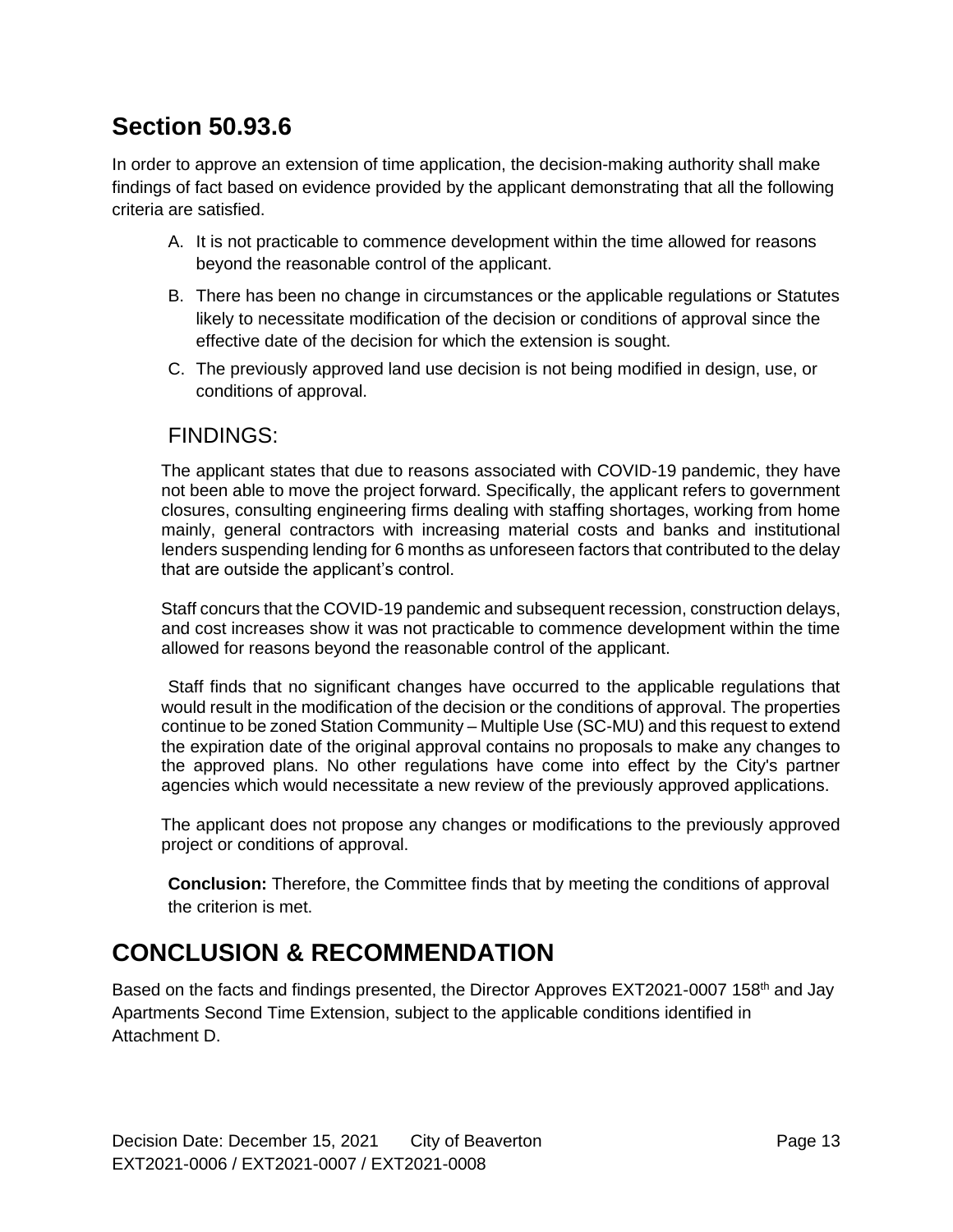## Section 50.93.6

In order to approve an extension of time application, the decision-making authority shall make findings of fact based on evidence provided by the applicant demonstrating that all the following criteria are satisfied.

A. It is not practicable to commence development within the time allowed for reasons beyond the reasonable control of the applicant.

B. There has been no change in circumstances or the applicable regulations or Statutes likely to necessitate modification of the decision or conditions of approval since the effective date of the decision for which the extension is sought.

C. The previously approved land use decision is not being modified in design, use, or conditions of approval.

### FINDINGS:

The applicant states that due to reasons associated with COVID-19 pandemic, they have not been able to move the project forward. Specifically, the applicant refers to government closures, consulting engineering firms dealing with staffing shortages, working from home mainly, general contractors with increasing material costs and banks and institutional lenders suspending lending for 6 months as unforeseen factors that contributed to the delay that are outside the applicant's control.

Staff concurs that the COVID-19 pandemic and subsequent recession, construction delays, and cost increases show it was not practicable to commence development within the time allowed for reasons beyond the reasonable control of the applicant.

Staff finds that no significant changes have occurred to the applicable regulations that would result in the modification of the decision or the conditions of approval. The properties continue to be zoned Station Community – Multiple Use (SC-MU) and this request to extend the expiration date of the original approval contains no proposals to make any changes to the approved plans. No other regulations have come into effect by the City's partner agencies which would necessitate a new review of the previously approved applications.

The applicant does not propose any changes or modifications to the previously approved project or conditions of approval.

**Conclusion:** Therefore, the Committee finds that by meeting the conditions of approval the criterion is met.

## CONCLUSION & RECOMMENDATION

Based on the facts and findings presented, the Director Approves EXT2021-0007 158th and Jay Apartments Second Time Extension, subject to the applicable conditions identified in Attachment D.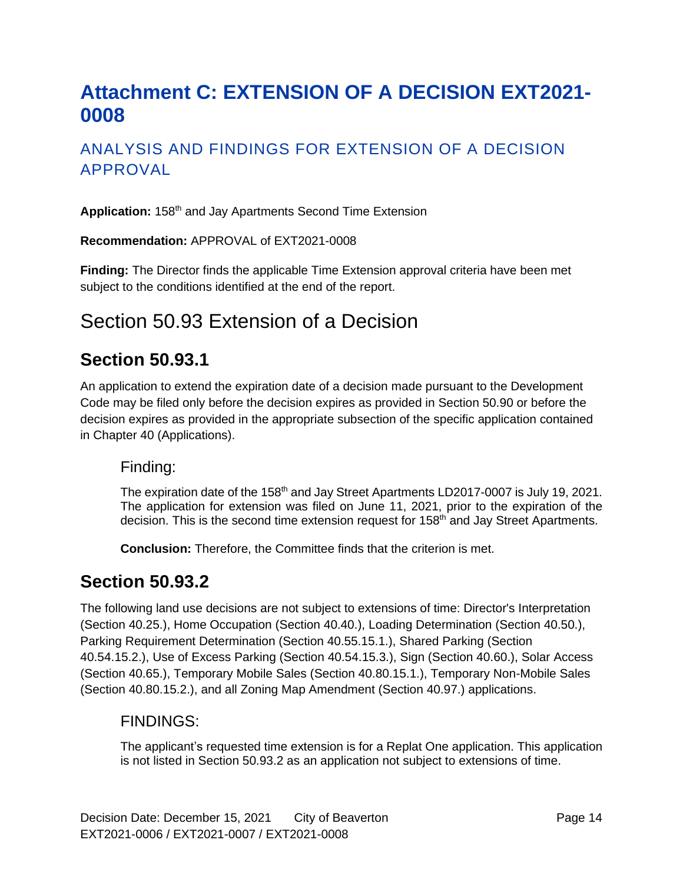# Attachment C: EXTENSION OF A DECISION EXT2021-0008

## ANALYSIS AND FINDINGS FOR EXTENSION OF A DECISION APPROVAL

**Application:** 158th and Jay Apartments Second Time Extension

**Recommendation:** APPROVAL of EXT2021-0008

**Finding:** The Director finds the applicable Time Extension approval criteria have been met subject to the conditions identified at the end of the report.

# Section 50.93 Extension of a Decision

## Section 50.93.1

An application to extend the expiration date of a decision made pursuant to the Development Code may be filed only before the decision expires as provided in Section 50.90 or before the decision expires as provided in the appropriate subsection of the specific application contained in Chapter 40 (Applications).

### Finding:

The expiration date of the 158th and Jay Street Apartments LD2017-0007 is July 19, 2021. The application for extension was filed on June 11, 2021, prior to the expiration of the decision. This is the second time extension request for 158th and Jay Street Apartments.

**Conclusion:** Therefore, the Committee finds that the criterion is met.

## Section 50.93.2

The following land use decisions are not subject to extensions of time: Director's Interpretation (Section 40.25.), Home Occupation (Section 40.40.), Loading Determination (Section 40.50.), Parking Requirement Determination (Section 40.55.15.1.), Shared Parking (Section 40.54.15.2.), Use of Excess Parking (Section 40.54.15.3.), Sign (Section 40.60.), Solar Access (Section 40.65.), Temporary Mobile Sales (Section 40.80.15.1.), Temporary Non-Mobile Sales (Section 40.80.15.2.), and all Zoning Map Amendment (Section 40.97.) applications.

### FINDINGS:

The applicant's requested time extension is for a Replat One application. This application is not listed in Section 50.93.2 as an application not subject to extensions of time.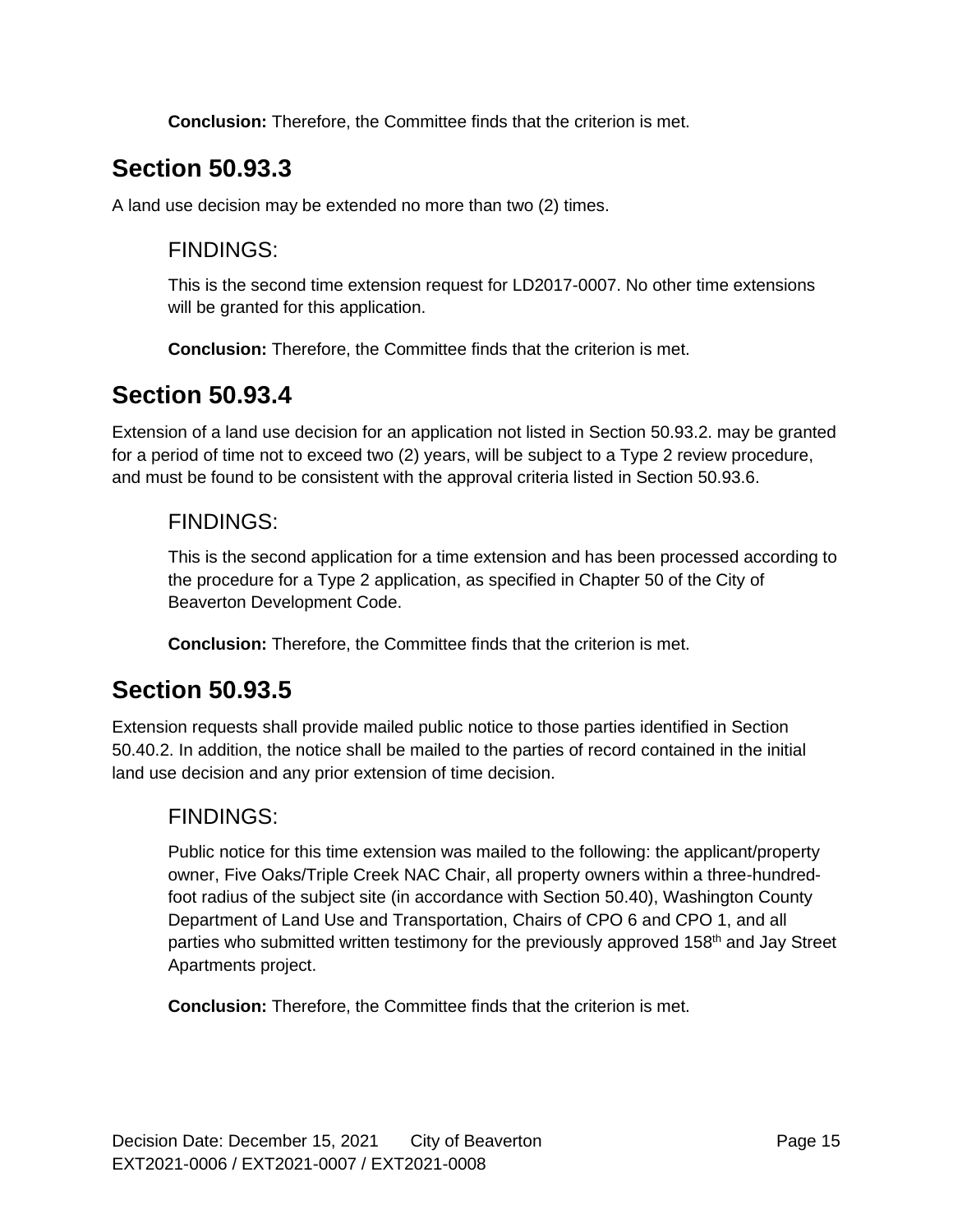**Conclusion:** Therefore, the Committee finds that the criterion is met.

## Section 50.93.3

A land use decision may be extended no more than two (2) times.

### FINDINGS:

This is the second time extension request for LD2017-0007. No other time extensions will be granted for this application.

**Conclusion:** Therefore, the Committee finds that the criterion is met.

## Section 50.93.4

Extension of a land use decision for an application not listed in Section 50.93.2. may be granted for a period of time not to exceed two (2) years, will be subject to a Type 2 review procedure, and must be found to be consistent with the approval criteria listed in Section 50.93.6.

### FINDINGS:

This is the second application for a time extension and has been processed according to the procedure for a Type 2 application, as specified in Chapter 50 of the City of Beaverton Development Code.

**Conclusion:** Therefore, the Committee finds that the criterion is met.

## Section 50.93.5

Extension requests shall provide mailed public notice to those parties identified in Section 50.40.2. In addition, the notice shall be mailed to the parties of record contained in the initial land use decision and any prior extension of time decision.

### FINDINGS:

Public notice for this time extension was mailed to the following: the applicant/property owner, Five Oaks/Triple Creek NAC Chair, all property owners within a three-hundred-foot radius of the subject site (in accordance with Section 50.40), Washington County Department of Land Use and Transportation, Chairs of CPO 6 and CPO 1, and all parties who submitted written testimony for the previously approved 158th and Jay Street Apartments project.

**Conclusion:** Therefore, the Committee finds that the criterion is met.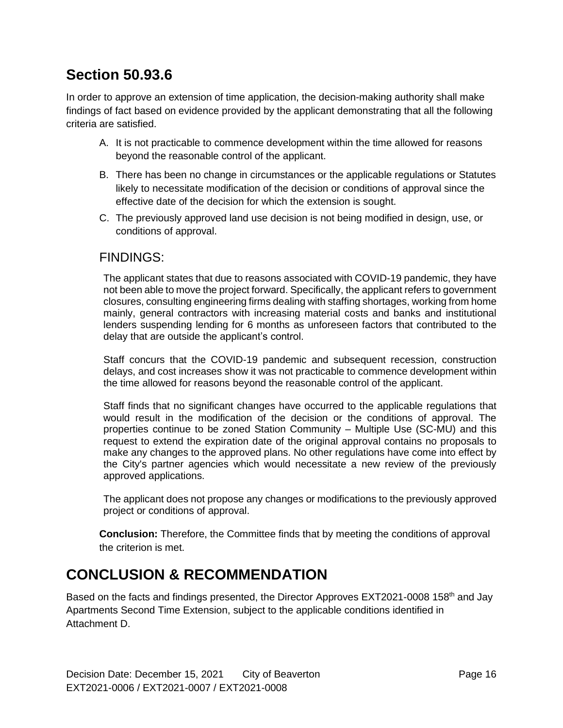## Section 50.93.6

In order to approve an extension of time application, the decision-making authority shall make findings of fact based on evidence provided by the applicant demonstrating that all the following criteria are satisfied.

A. It is not practicable to commence development within the time allowed for reasons beyond the reasonable control of the applicant.

B. There has been no change in circumstances or the applicable regulations or Statutes likely to necessitate modification of the decision or conditions of approval since the effective date of the decision for which the extension is sought.

C. The previously approved land use decision is not being modified in design, use, or conditions of approval.

### FINDINGS:

The applicant states that due to reasons associated with COVID-19 pandemic, they have not been able to move the project forward. Specifically, the applicant refers to government closures, consulting engineering firms dealing with staffing shortages, working from home mainly, general contractors with increasing material costs and banks and institutional lenders suspending lending for 6 months as unforeseen factors that contributed to the delay that are outside the applicant's control.

Staff concurs that the COVID-19 pandemic and subsequent recession, construction delays, and cost increases show it was not practicable to commence development within the time allowed for reasons beyond the reasonable control of the applicant.

Staff finds that no significant changes have occurred to the applicable regulations that would result in the modification of the decision or the conditions of approval. The properties continue to be zoned Station Community – Multiple Use (SC-MU) and this request to extend the expiration date of the original approval contains no proposals to make any changes to the approved plans. No other regulations have come into effect by the City's partner agencies which would necessitate a new review of the previously approved applications.

The applicant does not propose any changes or modifications to the previously approved project or conditions of approval.

**Conclusion:** Therefore, the Committee finds that by meeting the conditions of approval the criterion is met.

## CONCLUSION & RECOMMENDATION

Based on the facts and findings presented, the Director Approves EXT2021-0008 158th and Jay Apartments Second Time Extension, subject to the applicable conditions identified in Attachment D.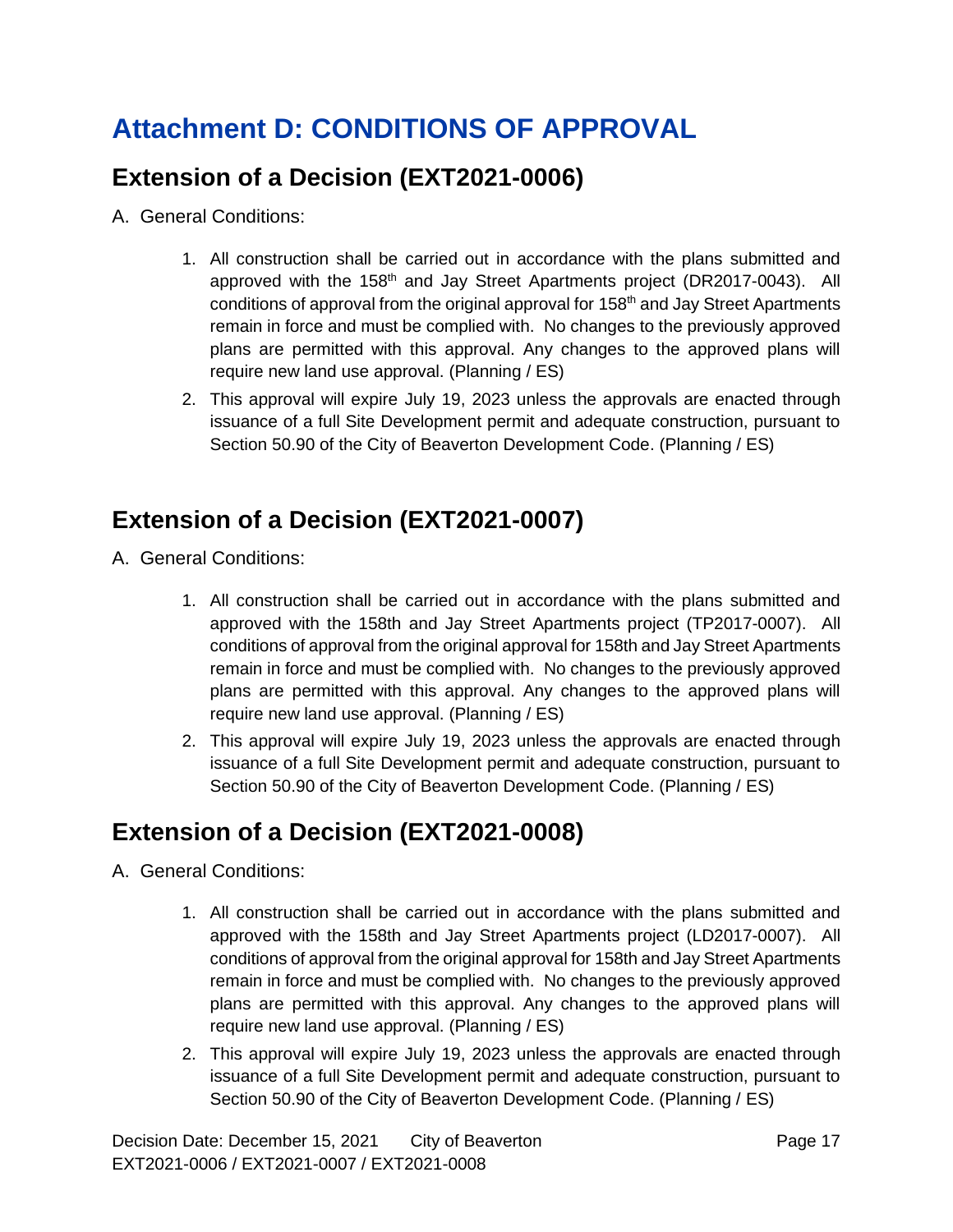# Attachment D: CONDITIONS OF APPROVAL

## Extension of a Decision (EXT2021-0006)

A. General Conditions:

1. All construction shall be carried out in accordance with the plans submitted and approved with the 158th and Jay Street Apartments project (DR2017-0043). All conditions of approval from the original approval for 158th and Jay Street Apartments remain in force and must be complied with. No changes to the previously approved plans are permitted with this approval. Any changes to the approved plans will require new land use approval. (Planning / ES)
2. This approval will expire July 19, 2023 unless the approvals are enacted through issuance of a full Site Development permit and adequate construction, pursuant to Section 50.90 of the City of Beaverton Development Code. (Planning / ES)

## Extension of a Decision (EXT2021-0007)

A. General Conditions:

1. All construction shall be carried out in accordance with the plans submitted and approved with the 158th and Jay Street Apartments project (TP2017-0007). All conditions of approval from the original approval for 158th and Jay Street Apartments remain in force and must be complied with. No changes to the previously approved plans are permitted with this approval. Any changes to the approved plans will require new land use approval. (Planning / ES)
2. This approval will expire July 19, 2023 unless the approvals are enacted through issuance of a full Site Development permit and adequate construction, pursuant to Section 50.90 of the City of Beaverton Development Code. (Planning / ES)

## Extension of a Decision (EXT2021-0008)

A. General Conditions:

1. All construction shall be carried out in accordance with the plans submitted and approved with the 158th and Jay Street Apartments project (LD2017-0007). All conditions of approval from the original approval for 158th and Jay Street Apartments remain in force and must be complied with. No changes to the previously approved plans are permitted with this approval. Any changes to the approved plans will require new land use approval. (Planning / ES)
2. This approval will expire July 19, 2023 unless the approvals are enacted through issuance of a full Site Development permit and adequate construction, pursuant to Section 50.90 of the City of Beaverton Development Code. (Planning / ES)